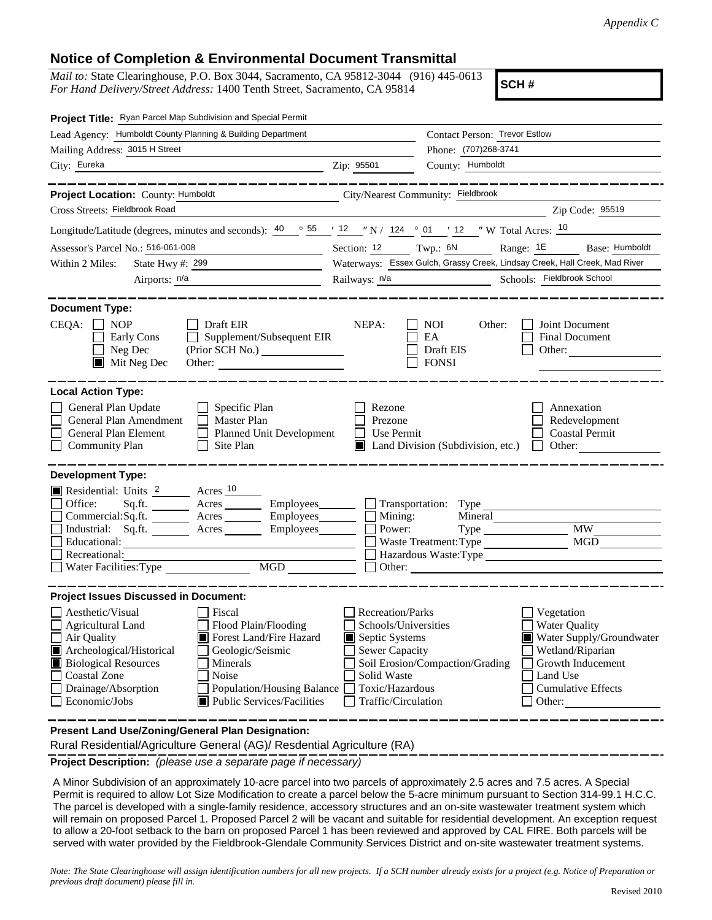*Appendix C*

## Notice of Completion & Environmental Document Transmittal

*Mail to:* State Clearinghouse, P.O. Box 3044, Sacramento, CA 95812-3044 (916) 445-0613
*For Hand Delivery/Street Address:* 1400 Tenth Street, Sacramento, CA 95814

**SCH #**

**Project Title:** Ryan Parcel Map Subdivision and Special Permit

Lead Agency: Humboldt County Planning & Building Department
Contact Person: Trevor Estlow
Mailing Address: 3015 H Street
Phone: (707)268-3741
City: Eureka
Zip: 95501
County: Humboldt

**Project Location:** County: Humboldt
City/Nearest Community: Fieldbrook
Cross Streets: Fieldbrook Road
Zip Code: 95519

Longitude/Latitude (degrees, minutes and seconds): 40 ° 55 ′ 12 ″ N / 124 ° 01 ′ 12 ″ W Total Acres: 10

Assessor's Parcel No.: 516-061-008
Section: 12 Twp.: 6N Range: 1E Base: Humboldt

Within 2 Miles: State Hwy #: 299
Waterways: Essex Gulch, Grassy Creek, Lindsay Creek, Hall Creek, Mad River
Airports: n/a
Railways: n/a
Schools: Fieldbrook School

**Document Type:**

CEQA:
- ☐ NOP
- ☐ Early Cons
- ☐ Neg Dec
- ☒ Mit Neg Dec
- ☐ Draft EIR
- ☐ Supplement/Subsequent EIR (Prior SCH No.) ________
- Other: ________

NEPA:
- ☐ NOI
- ☐ EA
- ☐ Draft EIS
- ☐ FONSI

Other:
- ☐ Joint Document
- ☐ Final Document
- ☐ Other: ________

**Local Action Type:**

- ☐ General Plan Update
- ☐ General Plan Amendment
- ☐ General Plan Element
- ☐ Community Plan
- ☐ Specific Plan
- ☐ Master Plan
- ☐ Planned Unit Development
- ☐ Site Plan
- ☐ Rezone
- ☐ Prezone
- ☐ Use Permit
- ☒ Land Division (Subdivision, etc.)
- ☐ Annexation
- ☐ Redevelopment
- ☐ Coastal Permit
- ☐ Other: ________

**Development Type:**

- ☒ Residential: Units 2 Acres 10
- ☐ Office: Sq.ft. ____ Acres ____ Employees ____
- ☐ Commercial: Sq.ft. ____ Acres ____ Employees ____
- ☐ Industrial: Sq.ft. ____ Acres ____ Employees ____
- ☐ Educational: ________
- ☐ Recreational: ________
- ☐ Water Facilities: Type ____ MGD ____
- ☐ Transportation: Type ________
- ☐ Mining: Mineral ________
- ☐ Power: Type ____ MW ____
- ☐ Waste Treatment: Type ____ MGD ____
- ☐ Hazardous Waste: Type ________
- ☐ Other: ________

**Project Issues Discussed in Document:**

- ☐ Aesthetic/Visual
- ☐ Agricultural Land
- ☐ Air Quality
- ☒ Archeological/Historical
- ☒ Biological Resources
- ☐ Coastal Zone
- ☐ Drainage/Absorption
- ☐ Economic/Jobs
- ☐ Fiscal
- ☐ Flood Plain/Flooding
- ☒ Forest Land/Fire Hazard
- ☐ Geologic/Seismic
- ☐ Minerals
- ☐ Noise
- ☐ Population/Housing Balance
- ☒ Public Services/Facilities
- ☐ Recreation/Parks
- ☐ Schools/Universities
- ☒ Septic Systems
- ☐ Sewer Capacity
- ☐ Soil Erosion/Compaction/Grading
- ☐ Solid Waste
- ☐ Toxic/Hazardous
- ☐ Traffic/Circulation
- ☐ Vegetation
- ☐ Water Quality
- ☒ Water Supply/Groundwater
- ☐ Wetland/Riparian
- ☐ Growth Inducement
- ☐ Land Use
- ☐ Cumulative Effects
- ☐ Other: ________

**Present Land Use/Zoning/General Plan Designation:**

Rural Residential/Agriculture General (AG)/ Resdential Agriculture (RA)

**Project Description:** *(please use a separate page if necessary)*

A Minor Subdivision of an approximately 10-acre parcel into two parcels of approximately 2.5 acres and 7.5 acres. A Special Permit is required to allow Lot Size Modification to create a parcel below the 5-acre minimum pursuant to Section 314-99.1 H.C.C. The parcel is developed with a single-family residence, accessory structures and an on-site wastewater treatment system which will remain on proposed Parcel 1. Proposed Parcel 2 will be vacant and suitable for residential development. An exception request to allow a 20-foot setback to the barn on proposed Parcel 1 has been reviewed and approved by CAL FIRE. Both parcels will be served with water provided by the Fieldbrook-Glendale Community Services District and on-site wastewater treatment systems.

*Note: The State Clearinghouse will assign identification numbers for all new projects. If a SCH number already exists for a project (e.g. Notice of Preparation or previous draft document) please fill in.*

Revised 2010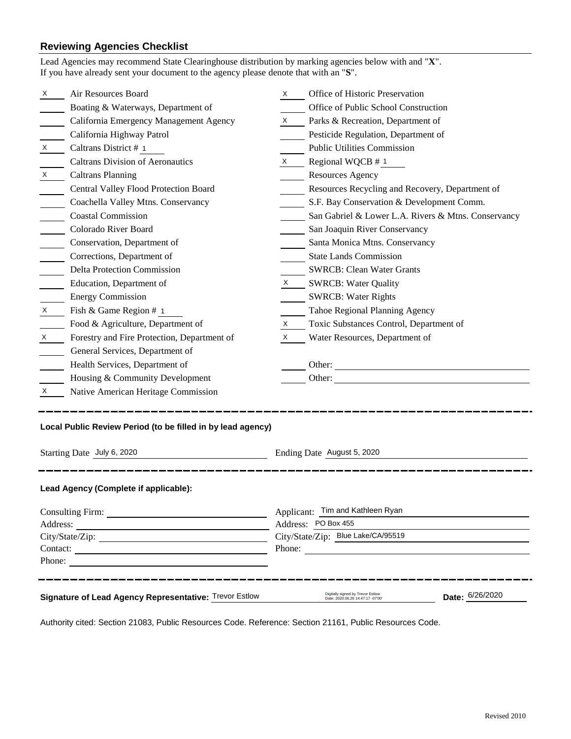## Reviewing Agencies Checklist

Lead Agencies may recommend State Clearinghouse distribution by marking agencies below with and "**X**". If you have already sent your document to the agency please denote that with an "**S**".

X Air Resources Board
___ Boating & Waterways, Department of
___ California Emergency Management Agency
___ California Highway Patrol
X Caltrans District # 1
___ Caltrans Division of Aeronautics
X Caltrans Planning
___ Central Valley Flood Protection Board
___ Coachella Valley Mtns. Conservancy
___ Coastal Commission
___ Colorado River Board
___ Conservation, Department of
___ Corrections, Department of
___ Delta Protection Commission
___ Education, Department of
___ Energy Commission
X Fish & Game Region # 1
___ Food & Agriculture, Department of
X Forestry and Fire Protection, Department of
___ General Services, Department of
___ Health Services, Department of
___ Housing & Community Development
X Native American Heritage Commission
X Office of Historic Preservation
___ Office of Public School Construction
X Parks & Recreation, Department of
___ Pesticide Regulation, Department of
___ Public Utilities Commission
X Regional WQCB # 1
___ Resources Agency
___ Resources Recycling and Recovery, Department of
___ S.F. Bay Conservation & Development Comm.
___ San Gabriel & Lower L.A. Rivers & Mtns. Conservancy
___ San Joaquin River Conservancy
___ Santa Monica Mtns. Conservancy
___ State Lands Commission
___ SWRCB: Clean Water Grants
X SWRCB: Water Quality
___ SWRCB: Water Rights
___ Tahoe Regional Planning Agency
X Toxic Substances Control, Department of
X Water Resources, Department of

___ Other: ___
___ Other: ___

---

**Local Public Review Period (to be filled in by lead agency)**

Starting Date July 6, 2020

Ending Date August 5, 2020

---

**Lead Agency (Complete if applicable):**

Consulting Firm:
Address:
City/State/Zip:
Contact:
Phone:

Applicant: Tim and Kathleen Ryan
Address: PO Box 455
City/State/Zip: Blue Lake/CA/95519
Phone:

---

**Signature of Lead Agency Representative:** Trevor Estlow Digitally signed by Trevor Estlow Date: 2020.06.26 14:47:17 -07'00'

**Date:** 6/26/2020

Authority cited: Section 21083, Public Resources Code. Reference: Section 21161, Public Resources Code.

Revised 2010